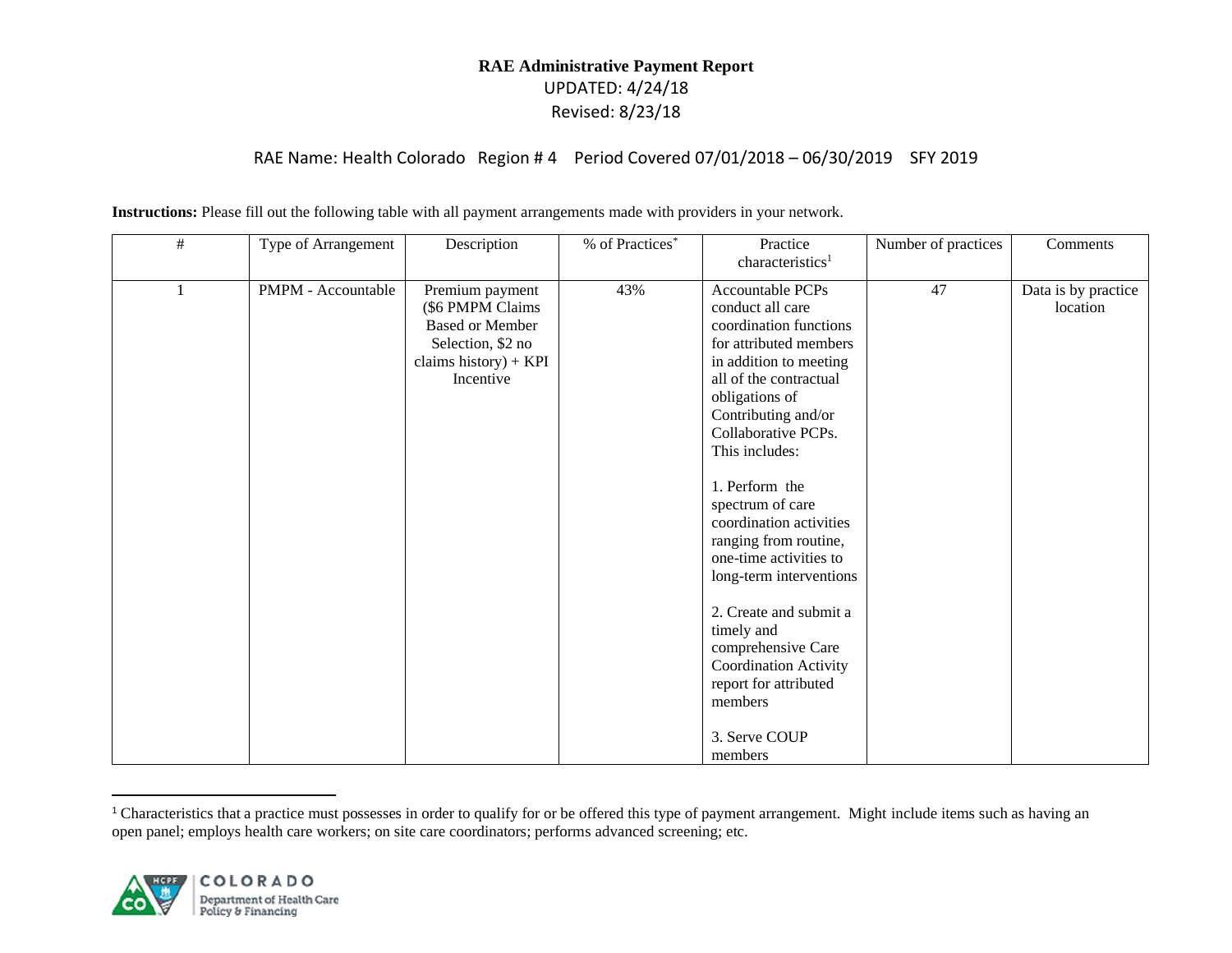# RAE Administrative Payment Report

UPDATED: 4/24/18

Revised: 8/23/18

RAE Name: Health Colorado Region # 4 Period Covered 07/01/2018 – 06/30/2019 SFY 2019

**Instructions:** Please fill out the following table with all payment arrangements made with providers in your network.

| # | Type of Arrangement | Description | % of Practices* | Practice characteristics[1] | Number of practices | Comments |
|---|---|---|---|---|---|---|
| 1 | PMPM - Accountable | Premium payment ($6 PMPM Claims Based or Member Selection, $2 no claims history) + KPI Incentive | 43% | Accountable PCPs conduct all care coordination functions for attributed members in addition to meeting all of the contractual obligations of Contributing and/or Collaborative PCPs. This includes:<br><br>1. Perform the spectrum of care coordination activities ranging from routine, one-time activities to long-term interventions<br><br>2. Create and submit a timely and comprehensive Care Coordination Activity report for attributed members<br><br>3. Serve COUP members | 47 | Data is by practice location |

[1] Characteristics that a practice must possesses in order to qualify for or be offered this type of payment arrangement. Might include items such as having an open panel; employs health care workers; on site care coordinators; performs advanced screening; etc.

COLORADO Department of Health Care Policy & Financing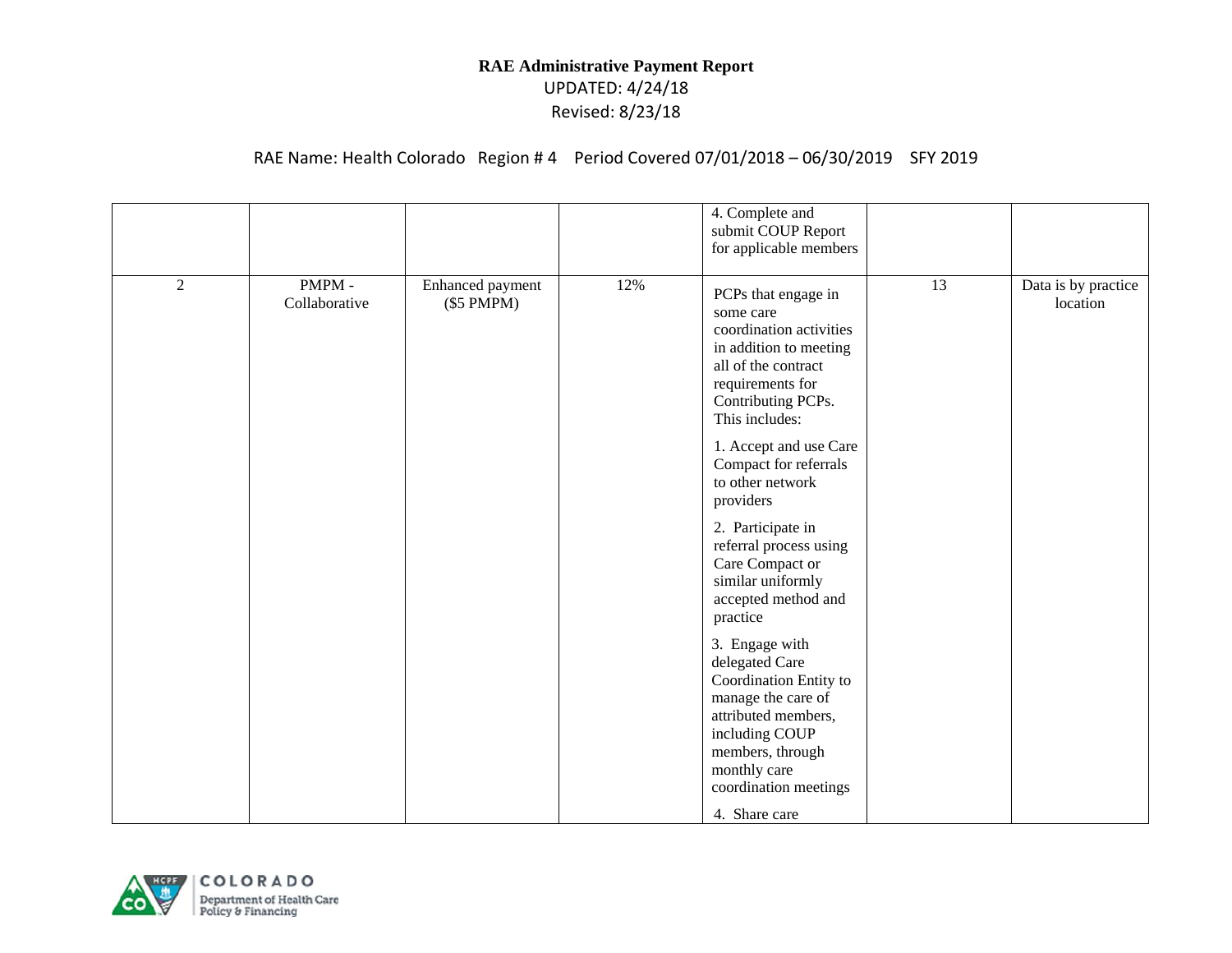**RAE Administrative Payment Report**

UPDATED: 4/24/18

Revised: 8/23/18

RAE Name: Health Colorado Region # 4 Period Covered 07/01/2018 – 06/30/2019 SFY 2019

| | | | | | | |
|---|---|---|---|---|---|---|
| | | | | 4. Complete and submit COUP Report for applicable members | | |
| 2 | PMPM - Collaborative | Enhanced payment ($5 PMPM) | 12% | PCPs that engage in some care coordination activities in addition to meeting all of the contract requirements for Contributing PCPs. This includes:<br><br>1. Accept and use Care Compact for referrals to other network providers<br><br>2. Participate in referral process using Care Compact or similar uniformly accepted method and practice<br><br>3. Engage with delegated Care Coordination Entity to manage the care of attributed members, including COUP members, through monthly care coordination meetings<br><br>4. Share care | 13 | Data is by practice location |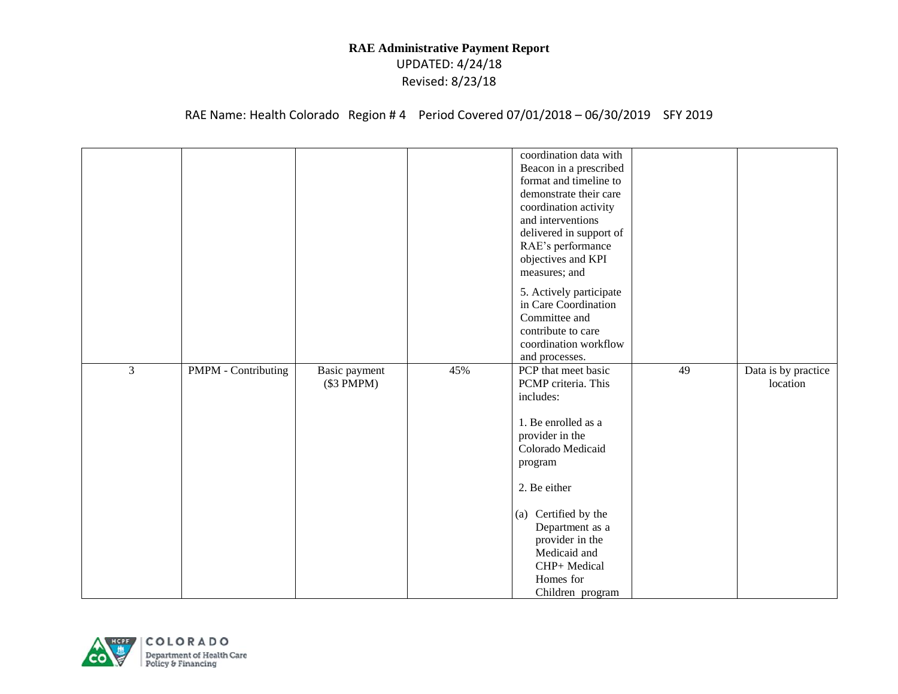# RAE Administrative Payment Report

UPDATED: 4/24/18

Revised: 8/23/18

RAE Name: Health Colorado Region # 4 Period Covered 07/01/2018 – 06/30/2019 SFY 2019

| | | | | | | |
|---|---|---|---|---|---|---|
| | | | | coordination data with Beacon in a prescribed format and timeline to demonstrate their care coordination activity and interventions delivered in support of RAE's performance objectives and KPI measures; and<br><br>5. Actively participate in Care Coordination Committee and contribute to care coordination workflow and processes. | | |
| 3 | PMPM - Contributing | Basic payment ($3 PMPM) | 45% | PCP that meet basic PCMP criteria. This includes:<br><br>1. Be enrolled as a provider in the Colorado Medicaid program<br><br>2. Be either<br><br>(a) Certified by the Department as a provider in the Medicaid and CHP+ Medical Homes for Children program | 49 | Data is by practice location |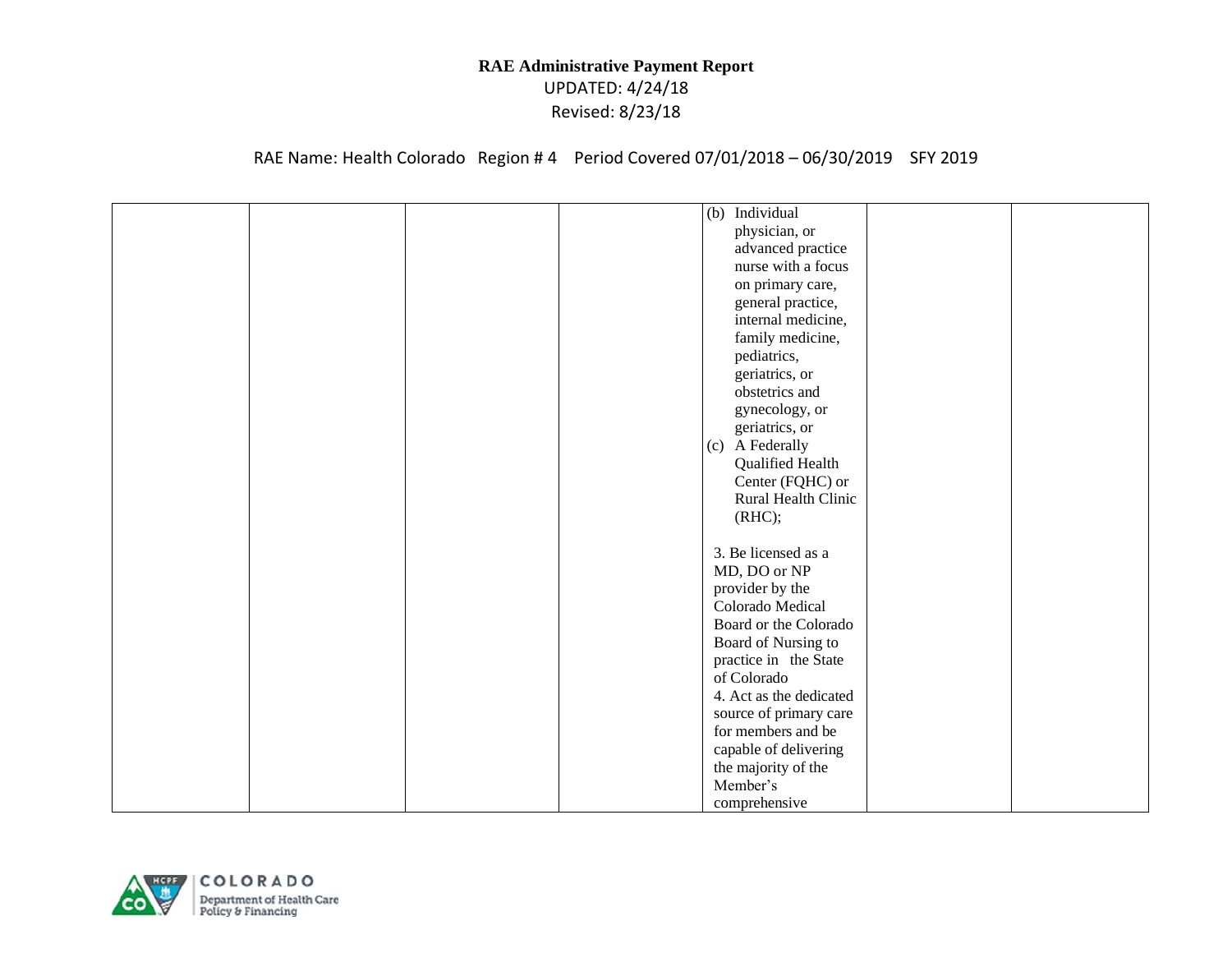# RAE Administrative Payment Report

UPDATED: 4/24/18

Revised: 8/23/18

RAE Name: Health Colorado Region # 4 Period Covered 07/01/2018 – 06/30/2019 SFY 2019

| | | | | | | |
|---|---|---|---|---|---|---|
| | | | | (b) Individual physician, or advanced practice nurse with a focus on primary care, general practice, internal medicine, family medicine, pediatrics, geriatrics, or obstetrics and gynecology, or geriatrics, or<br>(c) A Federally Qualified Health Center (FQHC) or Rural Health Clinic (RHC);<br><br>3. Be licensed as a MD, DO or NP provider by the Colorado Medical Board or the Colorado Board of Nursing to practice in the State of Colorado<br>4. Act as the dedicated source of primary care for members and be capable of delivering the majority of the Member's comprehensive | | |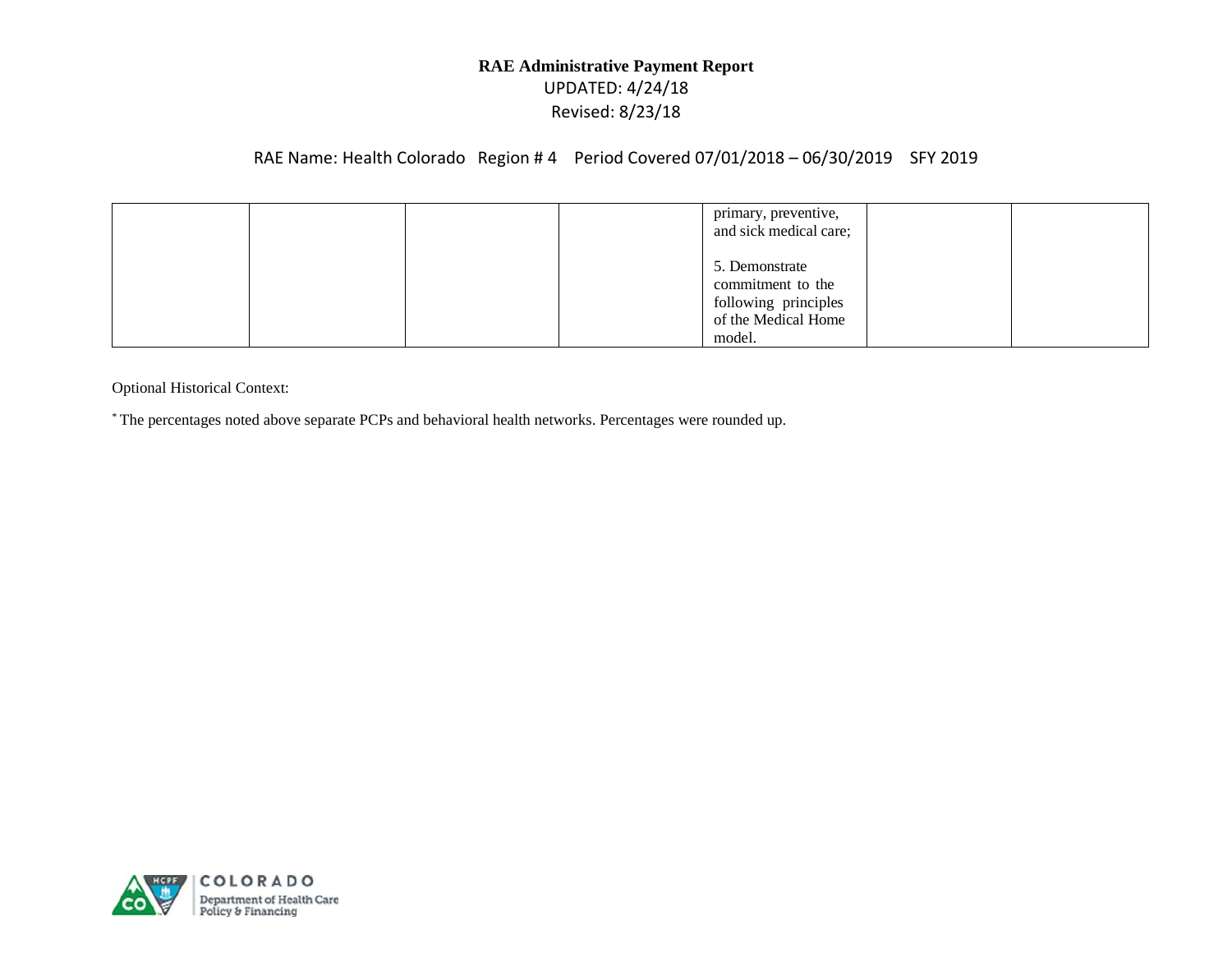**RAE Administrative Payment Report**

UPDATED: 4/24/18

Revised: 8/23/18

RAE Name: Health Colorado Region # 4 Period Covered 07/01/2018 – 06/30/2019 SFY 2019

| | | | | | | |
|---|---|---|---|---|---|---|
| | | | | primary, preventive, and sick medical care;<br><br>5. Demonstrate commitment to the following principles of the Medical Home model. | | |

Optional Historical Context:

* The percentages noted above separate PCPs and behavioral health networks. Percentages were rounded up.